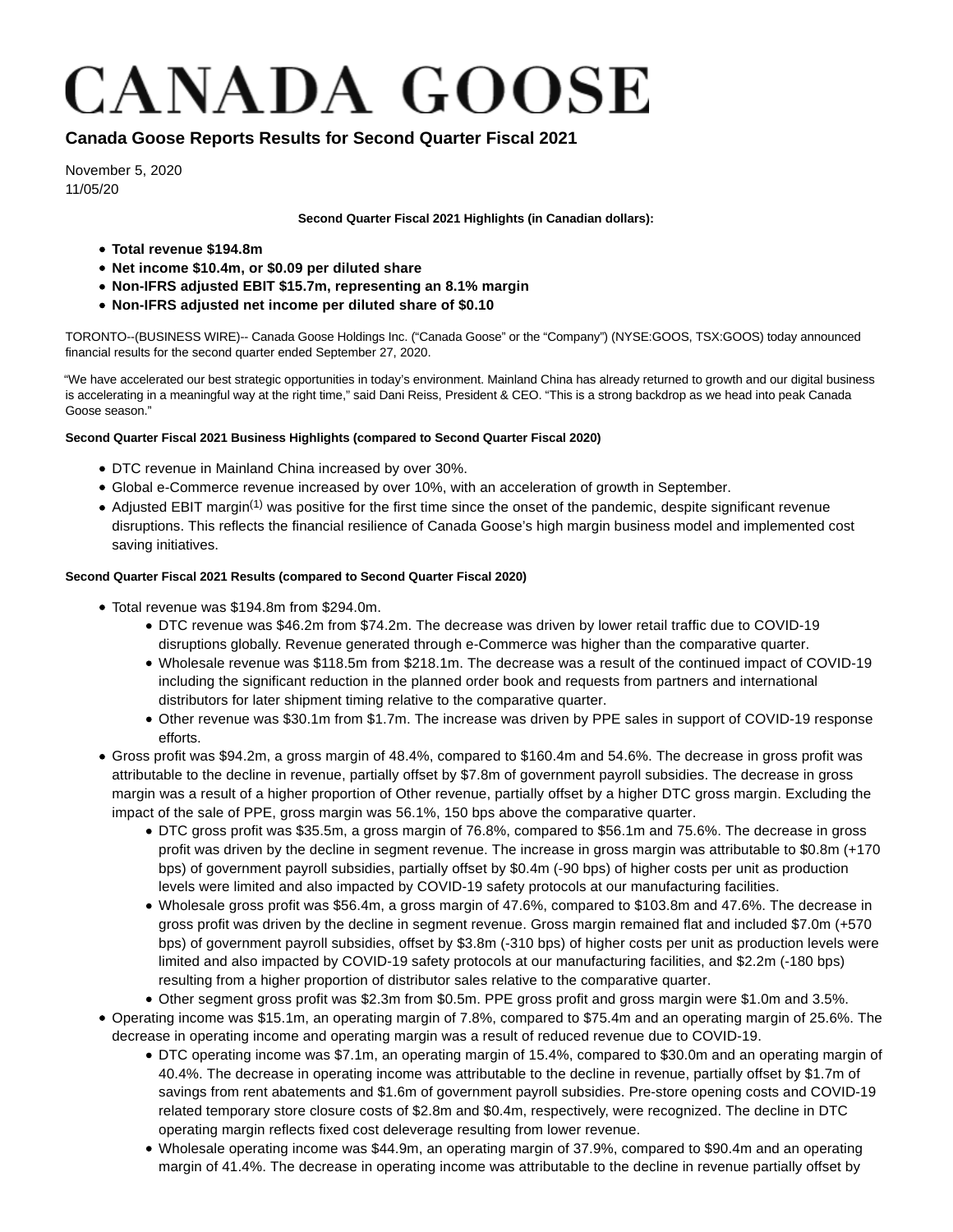# CANADA GOOSE

## Canada Goose Reports Results for Second Quarter Fiscal 2021

November 5, 2020
11/05/20

**Second Quarter Fiscal 2021 Highlights (in Canadian dollars):**

- **Total revenue $194.8m**
- **Net income $10.4m, or $0.09 per diluted share**
- **Non-IFRS adjusted EBIT $15.7m, representing an 8.1% margin**
- **Non-IFRS adjusted net income per diluted share of $0.10**

TORONTO--(BUSINESS WIRE)-- Canada Goose Holdings Inc. ("Canada Goose" or the "Company") (NYSE:GOOS, TSX:GOOS) today announced financial results for the second quarter ended September 27, 2020.

"We have accelerated our best strategic opportunities in today's environment. Mainland China has already returned to growth and our digital business is accelerating in a meaningful way at the right time," said Dani Reiss, President & CEO. "This is a strong backdrop as we head into peak Canada Goose season."

**Second Quarter Fiscal 2021 Business Highlights (compared to Second Quarter Fiscal 2020)**

- DTC revenue in Mainland China increased by over 30%.
- Global e-Commerce revenue increased by over 10%, with an acceleration of growth in September.
- Adjusted EBIT margin[1] was positive for the first time since the onset of the pandemic, despite significant revenue disruptions. This reflects the financial resilience of Canada Goose's high margin business model and implemented cost saving initiatives.

**Second Quarter Fiscal 2021 Results (compared to Second Quarter Fiscal 2020)**

- Total revenue was $194.8m from $294.0m.
  - DTC revenue was $46.2m from $74.2m. The decrease was driven by lower retail traffic due to COVID-19 disruptions globally. Revenue generated through e-Commerce was higher than the comparative quarter.
  - Wholesale revenue was $118.5m from $218.1m. The decrease was a result of the continued impact of COVID-19 including the significant reduction in the planned order book and requests from partners and international distributors for later shipment timing relative to the comparative quarter.
  - Other revenue was $30.1m from $1.7m. The increase was driven by PPE sales in support of COVID-19 response efforts.
- Gross profit was $94.2m, a gross margin of 48.4%, compared to $160.4m and 54.6%. The decrease in gross profit was attributable to the decline in revenue, partially offset by $7.8m of government payroll subsidies. The decrease in gross margin was a result of a higher proportion of Other revenue, partially offset by a higher DTC gross margin. Excluding the impact of the sale of PPE, gross margin was 56.1%, 150 bps above the comparative quarter.
  - DTC gross profit was $35.5m, a gross margin of 76.8%, compared to $56.1m and 75.6%. The decrease in gross profit was driven by the decline in segment revenue. The increase in gross margin was attributable to $0.8m (+170 bps) of government payroll subsidies, partially offset by $0.4m (-90 bps) of higher costs per unit as production levels were limited and also impacted by COVID-19 safety protocols at our manufacturing facilities.
  - Wholesale gross profit was $56.4m, a gross margin of 47.6%, compared to $103.8m and 47.6%. The decrease in gross profit was driven by the decline in segment revenue. Gross margin remained flat and included $7.0m (+570 bps) of government payroll subsidies, offset by $3.8m (-310 bps) of higher costs per unit as production levels were limited and also impacted by COVID-19 safety protocols at our manufacturing facilities, and $2.2m (-180 bps) resulting from a higher proportion of distributor sales relative to the comparative quarter.
  - Other segment gross profit was $2.3m from $0.5m. PPE gross profit and gross margin were $1.0m and 3.5%.
- Operating income was $15.1m, an operating margin of 7.8%, compared to $75.4m and an operating margin of 25.6%. The decrease in operating income and operating margin was a result of reduced revenue due to COVID-19.
  - DTC operating income was $7.1m, an operating margin of 15.4%, compared to $30.0m and an operating margin of 40.4%. The decrease in operating income was attributable to the decline in revenue, partially offset by $1.7m of savings from rent abatements and $1.6m of government payroll subsidies. Pre-store opening costs and COVID-19 related temporary store closure costs of $2.8m and $0.4m, respectively, were recognized. The decline in DTC operating margin reflects fixed cost deleverage resulting from lower revenue.
  - Wholesale operating income was $44.9m, an operating margin of 37.9%, compared to $90.4m and an operating margin of 41.4%. The decrease in operating income was attributable to the decline in revenue partially offset by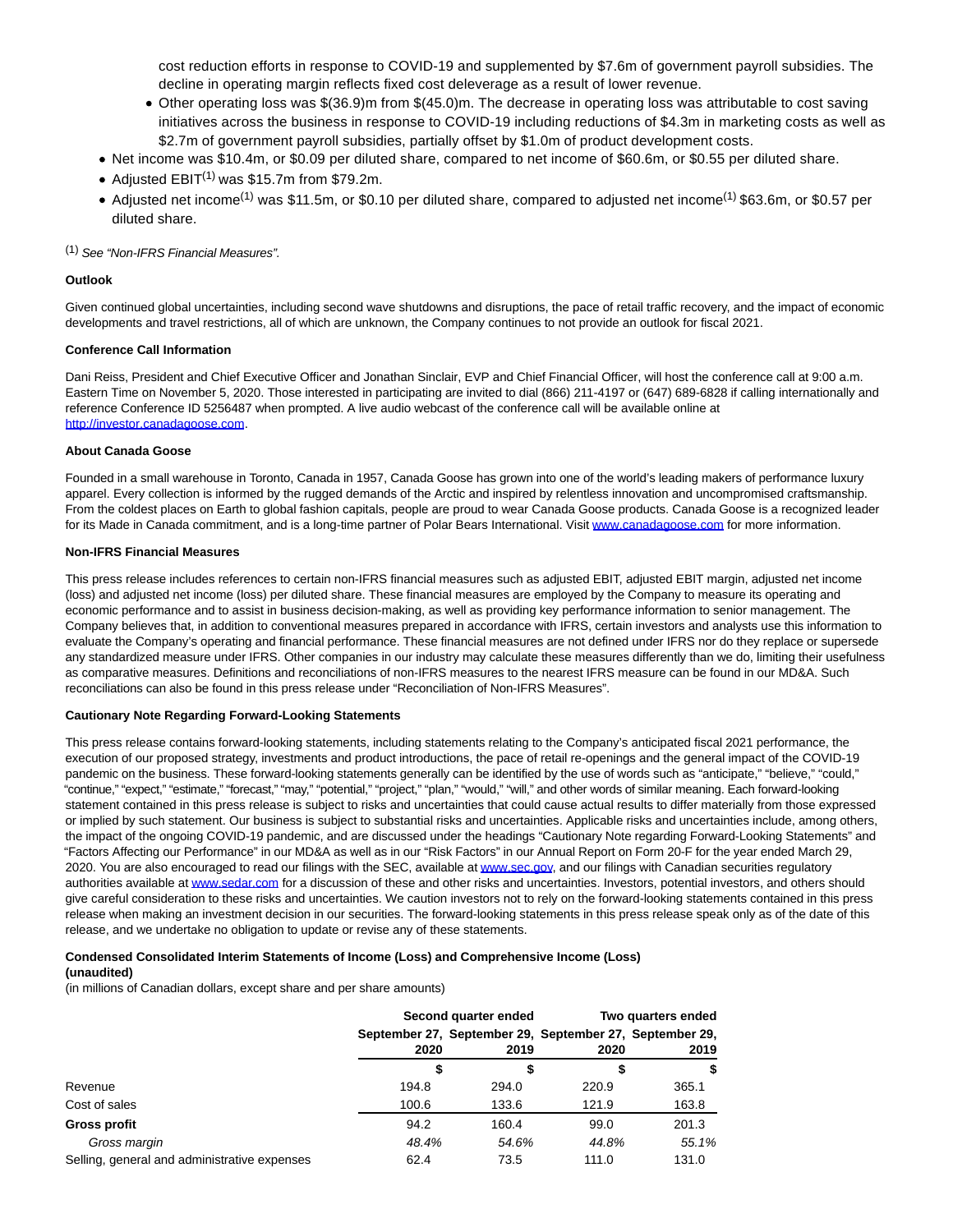cost reduction efforts in response to COVID-19 and supplemented by $7.6m of government payroll subsidies. The decline in operating margin reflects fixed cost deleverage as a result of lower revenue.

- Other operating loss was $(36.9)m from $(45.0)m. The decrease in operating loss was attributable to cost saving initiatives across the business in response to COVID-19 including reductions of $4.3m in marketing costs as well as $2.7m of government payroll subsidies, partially offset by $1.0m of product development costs.
- Net income was $10.4m, or $0.09 per diluted share, compared to net income of $60.6m, or $0.55 per diluted share.
- Adjusted EBIT[1] was $15.7m from $79.2m.
- Adjusted net income[1] was $11.5m, or $0.10 per diluted share, compared to adjusted net income[1] $63.6m, or $0.57 per diluted share.

[1] *See "Non-IFRS Financial Measures".*

**Outlook**

Given continued global uncertainties, including second wave shutdowns and disruptions, the pace of retail traffic recovery, and the impact of economic developments and travel restrictions, all of which are unknown, the Company continues to not provide an outlook for fiscal 2021.

**Conference Call Information**

Dani Reiss, President and Chief Executive Officer and Jonathan Sinclair, EVP and Chief Financial Officer, will host the conference call at 9:00 a.m. Eastern Time on November 5, 2020. Those interested in participating are invited to dial (866) 211-4197 or (647) 689-6828 if calling internationally and reference Conference ID 5256487 when prompted. A live audio webcast of the conference call will be available online at http://investor.canadagoose.com.

**About Canada Goose**

Founded in a small warehouse in Toronto, Canada in 1957, Canada Goose has grown into one of the world's leading makers of performance luxury apparel. Every collection is informed by the rugged demands of the Arctic and inspired by relentless innovation and uncompromised craftsmanship. From the coldest places on Earth to global fashion capitals, people are proud to wear Canada Goose products. Canada Goose is a recognized leader for its Made in Canada commitment, and is a long-time partner of Polar Bears International. Visit www.canadagoose.com for more information.

**Non-IFRS Financial Measures**

This press release includes references to certain non-IFRS financial measures such as adjusted EBIT, adjusted EBIT margin, adjusted net income (loss) and adjusted net income (loss) per diluted share. These financial measures are employed by the Company to measure its operating and economic performance and to assist in business decision-making, as well as providing key performance information to senior management. The Company believes that, in addition to conventional measures prepared in accordance with IFRS, certain investors and analysts use this information to evaluate the Company's operating and financial performance. These financial measures are not defined under IFRS nor do they replace or supersede any standardized measure under IFRS. Other companies in our industry may calculate these measures differently than we do, limiting their usefulness as comparative measures. Definitions and reconciliations of non-IFRS measures to the nearest IFRS measure can be found in our MD&A. Such reconciliations can also be found in this press release under "Reconciliation of Non-IFRS Measures".

**Cautionary Note Regarding Forward-Looking Statements**

This press release contains forward-looking statements, including statements relating to the Company's anticipated fiscal 2021 performance, the execution of our proposed strategy, investments and product introductions, the pace of retail re-openings and the general impact of the COVID-19 pandemic on the business. These forward-looking statements generally can be identified by the use of words such as "anticipate," "believe," "could," "continue," "expect," "estimate," "forecast," "may," "potential," "project," "plan," "would," "will," and other words of similar meaning. Each forward-looking statement contained in this press release is subject to risks and uncertainties that could cause actual results to differ materially from those expressed or implied by such statement. Our business is subject to substantial risks and uncertainties. Applicable risks and uncertainties include, among others, the impact of the ongoing COVID-19 pandemic, and are discussed under the headings "Cautionary Note regarding Forward-Looking Statements" and "Factors Affecting our Performance" in our MD&A as well as in our "Risk Factors" in our Annual Report on Form 20-F for the year ended March 29, 2020. You are also encouraged to read our filings with the SEC, available at www.sec.gov, and our filings with Canadian securities regulatory authorities available at www.sedar.com for a discussion of these and other risks and uncertainties. Investors, potential investors, and others should give careful consideration to these risks and uncertainties. We caution investors not to rely on the forward-looking statements contained in this press release when making an investment decision in our securities. The forward-looking statements in this press release speak only as of the date of this release, and we undertake no obligation to update or revise any of these statements.

**Condensed Consolidated Interim Statements of Income (Loss) and Comprehensive Income (Loss) (unaudited)**

(in millions of Canadian dollars, except share and per share amounts)

| | Second quarter ended | | Two quarters ended | |
|---|---|---|---|---|
| | September 27, 2020 | September 29, 2019 | September 27, 2020 | September 29, 2019 |
| | $ | $ | $ | $ |
| Revenue | 194.8 | 294.0 | 220.9 | 365.1 |
| Cost of sales | 100.6 | 133.6 | 121.9 | 163.8 |
| **Gross profit** | 94.2 | 160.4 | 99.0 | 201.3 |
| *Gross margin* | *48.4%* | *54.6%* | *44.8%* | *55.1%* |
| Selling, general and administrative expenses | 62.4 | 73.5 | 111.0 | 131.0 |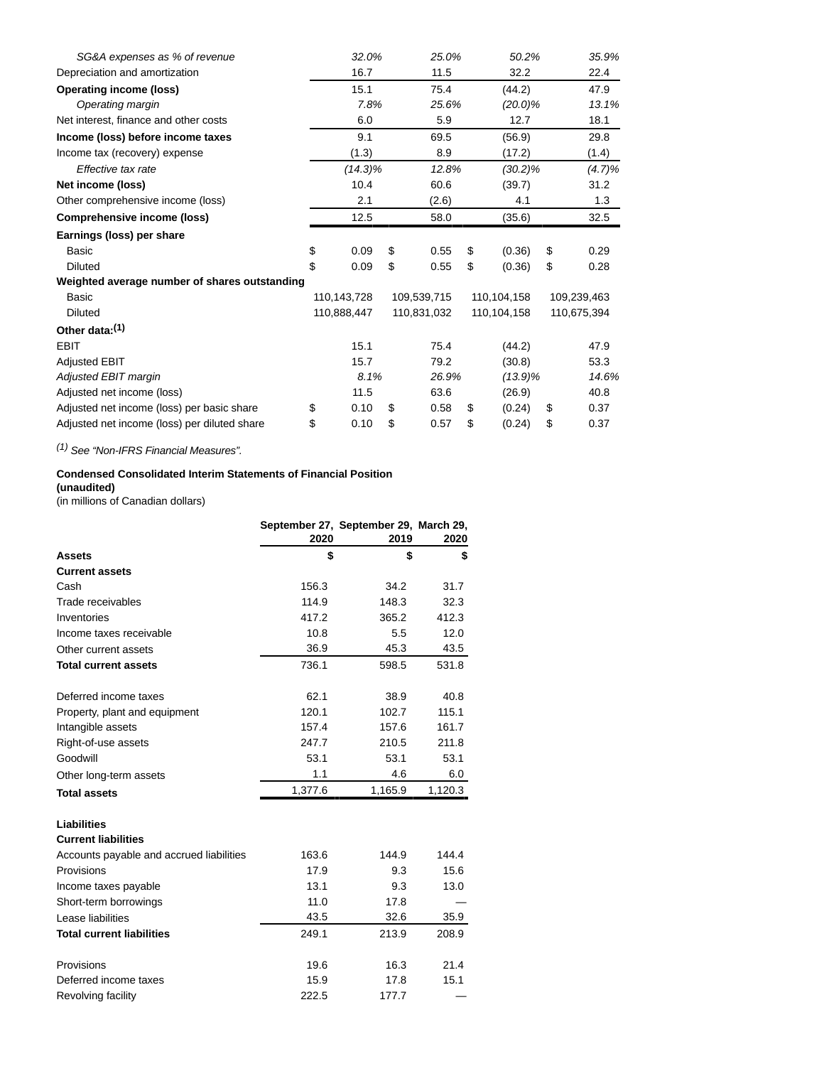| | | | | |
|---|---|---|---|---|
| *SG&A expenses as % of revenue* | *32.0%* | *25.0%* | *50.2%* | *35.9%* |
| Depreciation and amortization | 16.7 | 11.5 | 32.2 | 22.4 |
| **Operating income (loss)** | 15.1 | 75.4 | (44.2) | 47.9 |
| *Operating margin* | *7.8%* | *25.6%* | *(20.0)%* | *13.1%* |
| Net interest, finance and other costs | 6.0 | 5.9 | 12.7 | 18.1 |
| **Income (loss) before income taxes** | 9.1 | 69.5 | (56.9) | 29.8 |
| Income tax (recovery) expense | (1.3) | 8.9 | (17.2) | (1.4) |
| *Effective tax rate* | *(14.3)%* | *12.8%* | *(30.2)%* | *(4.7)%* |
| **Net income (loss)** | 10.4 | 60.6 | (39.7) | 31.2 |
| Other comprehensive income (loss) | 2.1 | (2.6) | 4.1 | 1.3 |
| **Comprehensive income (loss)** | 12.5 | 58.0 | (35.6) | 32.5 |
| **Earnings (loss) per share** | | | | |
| Basic | $ 0.09 | $ 0.55 | $ (0.36) | $ 0.29 |
| Diluted | $ 0.09 | $ 0.55 | $ (0.36) | $ 0.28 |
| **Weighted average number of shares outstanding** | | | | |
| Basic | 110,143,728 | 109,539,715 | 110,104,158 | 109,239,463 |
| Diluted | 110,888,447 | 110,831,032 | 110,104,158 | 110,675,394 |
| **Other data:**[1] | | | | |
| EBIT | 15.1 | 75.4 | (44.2) | 47.9 |
| Adjusted EBIT | 15.7 | 79.2 | (30.8) | 53.3 |
| *Adjusted EBIT margin* | *8.1%* | *26.9%* | *(13.9)%* | *14.6%* |
| Adjusted net income (loss) | 11.5 | 63.6 | (26.9) | 40.8 |
| Adjusted net income (loss) per basic share | $ 0.10 | $ 0.58 | $ (0.24) | $ 0.37 |
| Adjusted net income (loss) per diluted share | $ 0.10 | $ 0.57 | $ (0.24) | $ 0.37 |

*[1] See "Non-IFRS Financial Measures".*

**Condensed Consolidated Interim Statements of Financial Position**
**(unaudited)**
(in millions of Canadian dollars)

| | September 27, 2020 | September 29, 2019 | March 29, 2020 |
|---|---|---|---|
| **Assets** | **$** | **$** | **$** |
| **Current assets** | | | |
| Cash | 156.3 | 34.2 | 31.7 |
| Trade receivables | 114.9 | 148.3 | 32.3 |
| Inventories | 417.2 | 365.2 | 412.3 |
| Income taxes receivable | 10.8 | 5.5 | 12.0 |
| Other current assets | 36.9 | 45.3 | 43.5 |
| **Total current assets** | 736.1 | 598.5 | 531.8 |
| | | | |
| Deferred income taxes | 62.1 | 38.9 | 40.8 |
| Property, plant and equipment | 120.1 | 102.7 | 115.1 |
| Intangible assets | 157.4 | 157.6 | 161.7 |
| Right-of-use assets | 247.7 | 210.5 | 211.8 |
| Goodwill | 53.1 | 53.1 | 53.1 |
| Other long-term assets | 1.1 | 4.6 | 6.0 |
| **Total assets** | 1,377.6 | 1,165.9 | 1,120.3 |
| | | | |
| **Liabilities** | | | |
| **Current liabilities** | | | |
| Accounts payable and accrued liabilities | 163.6 | 144.9 | 144.4 |
| Provisions | 17.9 | 9.3 | 15.6 |
| Income taxes payable | 13.1 | 9.3 | 13.0 |
| Short-term borrowings | 11.0 | 17.8 | — |
| Lease liabilities | 43.5 | 32.6 | 35.9 |
| **Total current liabilities** | 249.1 | 213.9 | 208.9 |
| | | | |
| Provisions | 19.6 | 16.3 | 21.4 |
| Deferred income taxes | 15.9 | 17.8 | 15.1 |
| Revolving facility | 222.5 | 177.7 | — |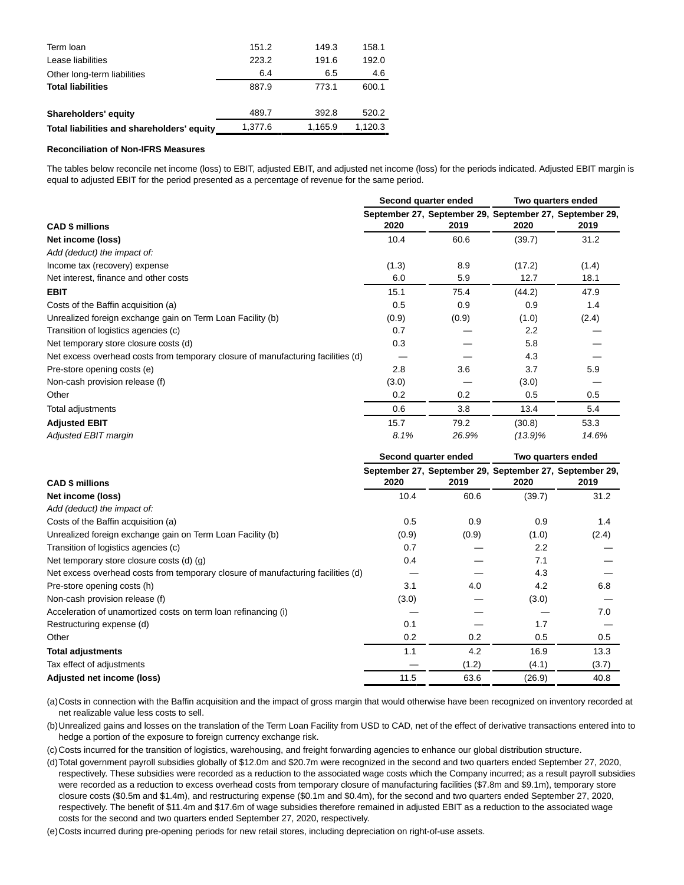| | | | |
|---|---|---|---|
| Term loan | 151.2 | 149.3 | 158.1 |
| Lease liabilities | 223.2 | 191.6 | 192.0 |
| Other long-term liabilities | 6.4 | 6.5 | 4.6 |
| **Total liabilities** | 887.9 | 773.1 | 600.1 |
| | | | |
| **Shareholders' equity** | 489.7 | 392.8 | 520.2 |
| **Total liabilities and shareholders' equity** | 1,377.6 | 1,165.9 | 1,120.3 |

**Reconciliation of Non-IFRS Measures**

The tables below reconcile net income (loss) to EBIT, adjusted EBIT, and adjusted net income (loss) for the periods indicated. Adjusted EBIT margin is equal to adjusted EBIT for the period presented as a percentage of revenue for the same period.

| | Second quarter ended | | Two quarters ended | |
|---|---|---|---|---|
| **CAD $ millions** | **September 27, 2020** | **September 29, 2019** | **September 27, 2020** | **September 29, 2019** |
| **Net income (loss)** | 10.4 | 60.6 | (39.7) | 31.2 |
| *Add (deduct) the impact of:* | | | | |
| Income tax (recovery) expense | (1.3) | 8.9 | (17.2) | (1.4) |
| Net interest, finance and other costs | 6.0 | 5.9 | 12.7 | 18.1 |
| **EBIT** | 15.1 | 75.4 | (44.2) | 47.9 |
| Costs of the Baffin acquisition (a) | 0.5 | 0.9 | 0.9 | 1.4 |
| Unrealized foreign exchange gain on Term Loan Facility (b) | (0.9) | (0.9) | (1.0) | (2.4) |
| Transition of logistics agencies (c) | 0.7 | — | 2.2 | — |
| Net temporary store closure costs (d) | 0.3 | — | 5.8 | — |
| Net excess overhead costs from temporary closure of manufacturing facilities (d) | — | — | 4.3 | — |
| Pre-store opening costs (e) | 2.8 | 3.6 | 3.7 | 5.9 |
| Non-cash provision release (f) | (3.0) | — | (3.0) | — |
| Other | 0.2 | 0.2 | 0.5 | 0.5 |
| Total adjustments | 0.6 | 3.8 | 13.4 | 5.4 |
| **Adjusted EBIT** | 15.7 | 79.2 | (30.8) | 53.3 |
| *Adjusted EBIT margin* | *8.1%* | *26.9%* | *(13.9)%* | *14.6%* |

| | Second quarter ended | | Two quarters ended | |
|---|---|---|---|---|
| **CAD $ millions** | **September 27, 2020** | **September 29, 2019** | **September 27, 2020** | **September 29, 2019** |
| **Net income (loss)** | 10.4 | 60.6 | (39.7) | 31.2 |
| *Add (deduct) the impact of:* | | | | |
| Costs of the Baffin acquisition (a) | 0.5 | 0.9 | 0.9 | 1.4 |
| Unrealized foreign exchange gain on Term Loan Facility (b) | (0.9) | (0.9) | (1.0) | (2.4) |
| Transition of logistics agencies (c) | 0.7 | — | 2.2 | — |
| Net temporary store closure costs (d) (g) | 0.4 | — | 7.1 | — |
| Net excess overhead costs from temporary closure of manufacturing facilities (d) | — | — | 4.3 | — |
| Pre-store opening costs (h) | 3.1 | 4.0 | 4.2 | 6.8 |
| Non-cash provision release (f) | (3.0) | — | (3.0) | — |
| Acceleration of unamortized costs on term loan refinancing (i) | — | — | — | 7.0 |
| Restructuring expense (d) | 0.1 | — | 1.7 | — |
| Other | 0.2 | 0.2 | 0.5 | 0.5 |
| **Total adjustments** | 1.1 | 4.2 | 16.9 | 13.3 |
| Tax effect of adjustments | — | (1.2) | (4.1) | (3.7) |
| **Adjusted net income (loss)** | 11.5 | 63.6 | (26.9) | 40.8 |

(a) Costs in connection with the Baffin acquisition and the impact of gross margin that would otherwise have been recognized on inventory recorded at net realizable value less costs to sell.

(b) Unrealized gains and losses on the translation of the Term Loan Facility from USD to CAD, net of the effect of derivative transactions entered into to hedge a portion of the exposure to foreign currency exchange risk.

(c) Costs incurred for the transition of logistics, warehousing, and freight forwarding agencies to enhance our global distribution structure.

(d) Total government payroll subsidies globally of $12.0m and $20.7m were recognized in the second and two quarters ended September 27, 2020, respectively. These subsidies were recorded as a reduction to the associated wage costs which the Company incurred; as a result payroll subsidies were recorded as a reduction to excess overhead costs from temporary closure of manufacturing facilities ($7.8m and $9.1m), temporary store closure costs ($0.5m and $1.4m), and restructuring expense ($0.1m and $0.4m), for the second and two quarters ended September 27, 2020, respectively. The benefit of $11.4m and $17.6m of wage subsidies therefore remained in adjusted EBIT as a reduction to the associated wage costs for the second and two quarters ended September 27, 2020, respectively.

(e) Costs incurred during pre-opening periods for new retail stores, including depreciation on right-of-use assets.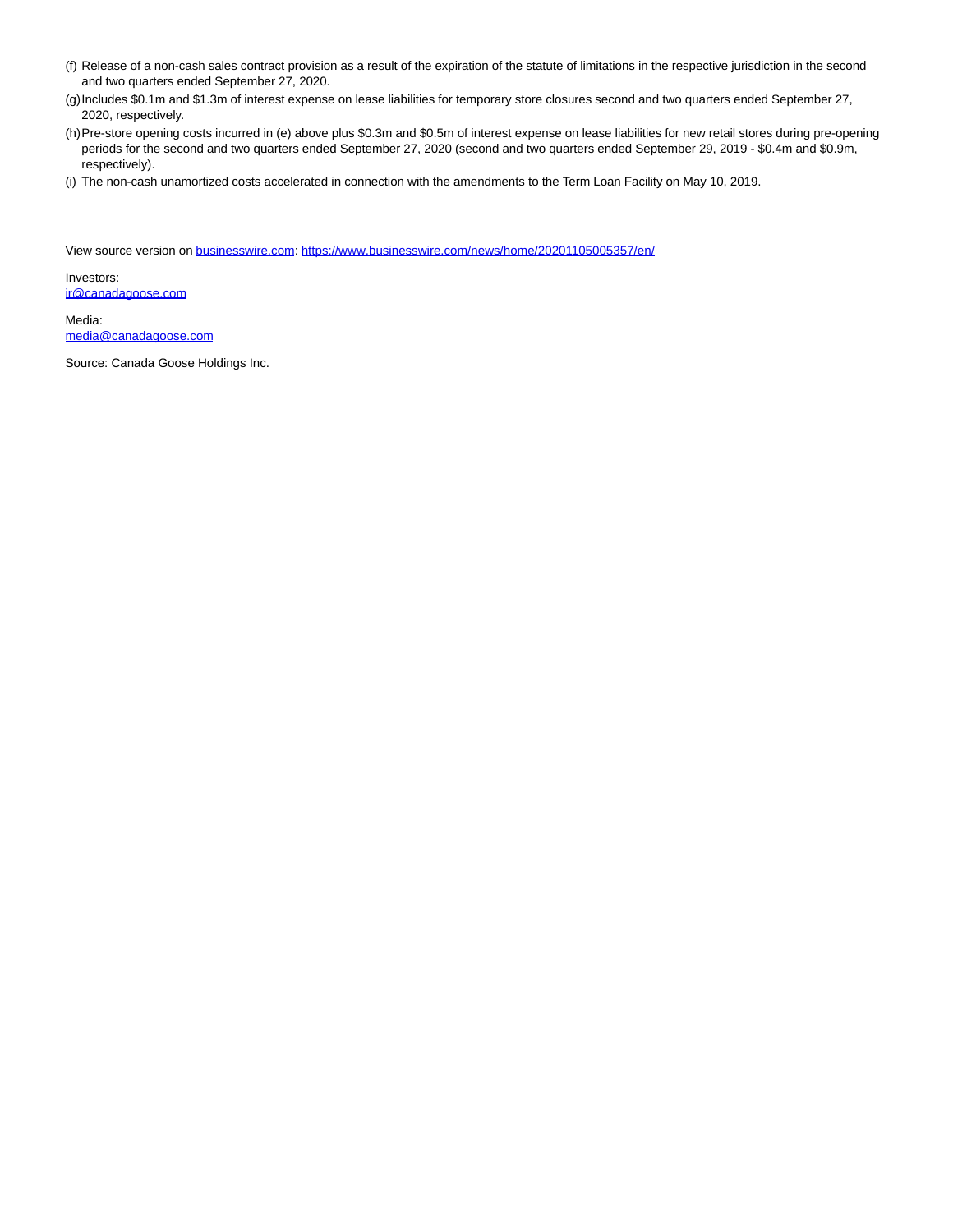(f) Release of a non-cash sales contract provision as a result of the expiration of the statute of limitations in the respective jurisdiction in the second and two quarters ended September 27, 2020.

(g) Includes $0.1m and $1.3m of interest expense on lease liabilities for temporary store closures second and two quarters ended September 27, 2020, respectively.

(h) Pre-store opening costs incurred in (e) above plus $0.3m and $0.5m of interest expense on lease liabilities for new retail stores during pre-opening periods for the second and two quarters ended September 27, 2020 (second and two quarters ended September 29, 2019 - $0.4m and $0.9m, respectively).

(i) The non-cash unamortized costs accelerated in connection with the amendments to the Term Loan Facility on May 10, 2019.

View source version on businesswire.com: https://www.businesswire.com/news/home/20201105005357/en/

Investors:
ir@canadagoose.com

Media:
media@canadagoose.com

Source: Canada Goose Holdings Inc.